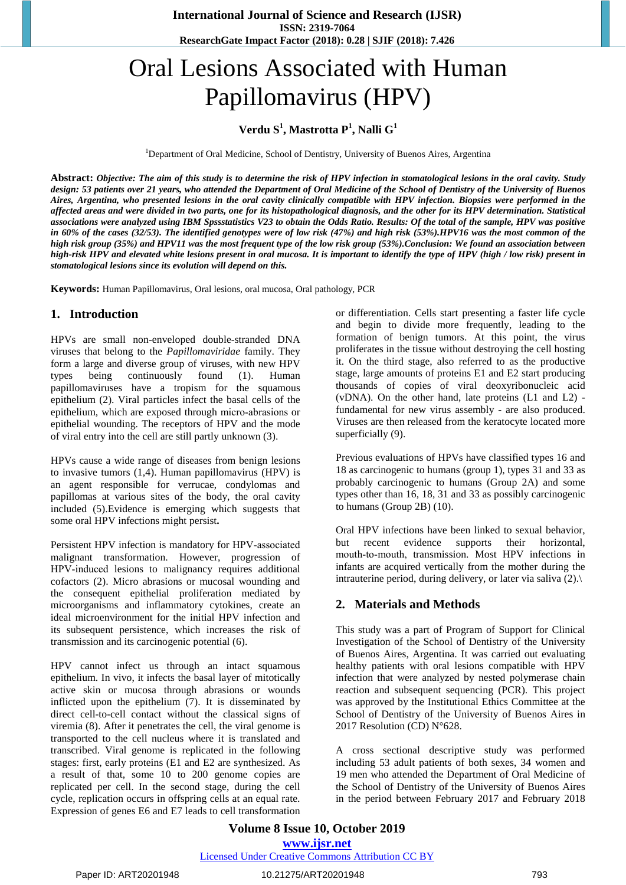# Oral Lesions Associated with Human Papillomavirus (HPV)

**Verdu S[1], Mastrotta P[1], Nalli G[1]**

[1]Department of Oral Medicine, School of Dentistry, University of Buenos Aires, Argentina

**Abstract:** ***Objective: The aim of this study is to determine the risk of HPV infection in stomatological lesions in the oral cavity. Study design: 53 patients over 21 years, who attended the Department of Oral Medicine of the School of Dentistry of the University of Buenos Aires, Argentina, who presented lesions in the oral cavity clinically compatible with HPV infection. Biopsies were performed in the affected areas and were divided in two parts, one for its histopathological diagnosis, and the other for its HPV determination. Statistical associations were analyzed using IBM Spssstatistics V23 to obtain the Odds Ratio. Results: Of the total of the sample, HPV was positive in 60% of the cases (32/53). The identified genotypes were of low risk (47%) and high risk (53%).HPV16 was the most common of the high risk group (35%) and HPV11 was the most frequent type of the low risk group (53%).Conclusion: We found an association between high-risk HPV and elevated white lesions present in oral mucosa. It is important to identify the type of HPV (high / low risk) present in stomatological lesions since its evolution will depend on this.***

**Keywords:** Human Papillomavirus, Oral lesions, oral mucosa, Oral pathology, PCR

## 1. Introduction

HPVs are small non-enveloped double-stranded DNA viruses that belong to the *Papillomaviridae* family. They form a large and diverse group of viruses, with new HPV types being continuously found (1). Human papillomaviruses have a tropism for the squamous epithelium (2). Viral particles infect the basal cells of the epithelium, which are exposed through micro-abrasions or epithelial wounding. The receptors of HPV and the mode of viral entry into the cell are still partly unknown (3).

HPVs cause a wide range of diseases from benign lesions to invasive tumors (1,4). Human papillomavirus (HPV) is an agent responsible for verrucae, condylomas and papillomas at various sites of the body, the oral cavity included (5).Evidence is emerging which suggests that some oral HPV infections might persist**.**

Persistent HPV infection is mandatory for HPV-associated malignant transformation. However, progression of HPV-induced lesions to malignancy requires additional cofactors (2). Micro abrasions or mucosal wounding and the consequent epithelial proliferation mediated by microorganisms and inflammatory cytokines, create an ideal microenvironment for the initial HPV infection and its subsequent persistence, which increases the risk of transmission and its carcinogenic potential (6).

HPV cannot infect us through an intact squamous epithelium. In vivo, it infects the basal layer of mitotically active skin or mucosa through abrasions or wounds inflicted upon the epithelium (7). It is disseminated by direct cell-to-cell contact without the classical signs of viremia (8). After it penetrates the cell, the viral genome is transported to the cell nucleus where it is translated and transcribed. Viral genome is replicated in the following stages: first, early proteins (E1 and E2 are synthesized. As a result of that, some 10 to 200 genome copies are replicated per cell. In the second stage, during the cell cycle, replication occurs in offspring cells at an equal rate. Expression of genes E6 and E7 leads to cell transformation or differentiation. Cells start presenting a faster life cycle and begin to divide more frequently, leading to the formation of benign tumors. At this point, the virus proliferates in the tissue without destroying the cell hosting it. On the third stage, also referred to as the productive stage, large amounts of proteins E1 and E2 start producing thousands of copies of viral deoxyribonucleic acid (vDNA). On the other hand, late proteins (L1 and L2) - fundamental for new virus assembly - are also produced. Viruses are then released from the keratocyte located more superficially (9).

Previous evaluations of HPVs have classified types 16 and 18 as carcinogenic to humans (group 1), types 31 and 33 as probably carcinogenic to humans (Group 2A) and some types other than 16, 18, 31 and 33 as possibly carcinogenic to humans (Group 2B) (10).

Oral HPV infections have been linked to sexual behavior, but recent evidence supports their horizontal, mouth-to-mouth, transmission. Most HPV infections in infants are acquired vertically from the mother during the intrauterine period, during delivery, or later via saliva (2).\

## 2. Materials and Methods

This study was a part of Program of Support for Clinical Investigation of the School of Dentistry of the University of Buenos Aires, Argentina. It was carried out evaluating healthy patients with oral lesions compatible with HPV infection that were analyzed by nested polymerase chain reaction and subsequent sequencing (PCR). This project was approved by the Institutional Ethics Committee at the School of Dentistry of the University of Buenos Aires in 2017 Resolution (CD) N°628.

A cross sectional descriptive study was performed including 53 adult patients of both sexes, 34 women and 19 men who attended the Department of Oral Medicine of the School of Dentistry of the University of Buenos Aires in the period between February 2017 and February 2018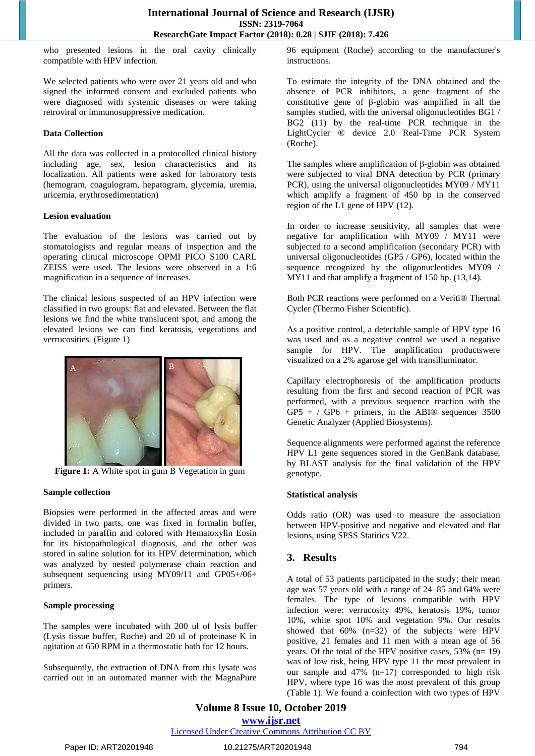who presented lesions in the oral cavity clinically compatible with HPV infection.

We selected patients who were over 21 years old and who signed the informed consent and excluded patients who were diagnosed with systemic diseases or were taking retroviral or immunosuppressive medication.

**Data Collection**

All the data was collected in a protocolled clinical history including age, sex, lesion characteristics and its localization. All patients were asked for laboratory tests (hemogram, coagulogram, hepatogram, glycemia, uremia, uricemia, erythrosedimentation)

**Lesion evaluation**

The evaluation of the lesions was carried out by stomatologists and regular means of inspection and the operating clinical microscope OPMI PICO S100 CARL ZEISS were used. The lesions were observed in a 1:6 magnification in a sequence of increases.

The clinical lesions suspected of an HPV infection were classified in two groups: flat and elevated. Between the flat lesions we find the white translucent spot, and among the elevated lesions we can find keratosis, vegetations and verrucosities. (Figure 1)

**Figure 1:** A White spot in gum B Vegetation in gum

**Sample collection**

Biopsies were performed in the affected areas and were divided in two parts, one was fixed in formalin buffer, included in paraffin and colored with Hematoxylin Eosin for its histopathological diagnosis, and the other was stored in saline solution for its HPV determination, which was analyzed by nested polymerase chain reaction and subsequent sequencing using MY09/11 and GP05+/06+ primers.

**Sample processing**

The samples were incubated with 200 ul of lysis buffer (Lysis tissue buffer, Roche) and 20 ul of proteinase K in agitation at 650 RPM in a thermostatic bath for 12 hours.

Subsequently, the extraction of DNA from this lysate was carried out in an automated manner with the MagnaPure 96 equipment (Roche) according to the manufacturer's instructions.

To estimate the integrity of the DNA obtained and the absence of PCR inhibitors, a gene fragment of the constitutive gene of β-globin was amplified in all the samples studied, with the universal oligonucleotides BG1 / BG2 (11) by the real-time PCR technique in the LightCycler ® device 2.0 Real-Time PCR System (Roche).

The samples where amplification of β-globin was obtained were subjected to viral DNA detection by PCR (primary PCR), using the universal oligonucleotides MY09 / MY11 which amplify a fragment of 450 bp in the conserved region of the L1 gene of HPV (12).

In order to increase sensitivity, all samples that were negative for amplification with MY09 / MY11 were subjected to a second amplification (secondary PCR) with universal oligonucleotides (GP5 / GP6), located within the sequence recognized by the oligonucleotides MY09 / MY11 and that amplify a fragment of 150 bp. (13,14).

Both PCR reactions were performed on a Veriti® Thermal Cycler (Thermo Fisher Scientific).

As a positive control, a detectable sample of HPV type 16 was used and as a negative control we used a negative sample for HPV. The amplification productswere visualized on a 2% agarose gel with transilluminator.

Capillary electrophoresis of the amplification products resulting from the first and second reaction of PCR was performed, with a previous sequence reaction with the GP5 + / GP6 + primers, in the ABI® sequencer 3500 Genetic Analyzer (Applied Biosystems).

Sequence alignments were performed against the reference HPV L1 gene sequences stored in the GenBank database, by BLAST analysis for the final validation of the HPV genotype.

**Statistical analysis**

Odds ratio (OR) was used to measure the association between HPV-positive and negative and elevated and flat lesions, using SPSS Statistics V22.

## 3. Results

A total of 53 patients participated in the study; their mean age was 57 years old with a range of 24–85 and 64% were females. The type of lesions compatible with HPV infection were: verrucosity 49%, keratosis 19%, tumor 10%, white spot 10% and vegetation 9%. Our results showed that 60% (n=32) of the subjects were HPV positive, 21 females and 11 men with a mean age of 56 years. Of the total of the HPV positive cases, 53% (n= 19) was of low risk, being HPV type 11 the most prevalent in our sample and 47% (n=17) corresponded to high risk HPV, where type 16 was the most prevalent of this group (Table 1). We found a coinfection with two types of HPV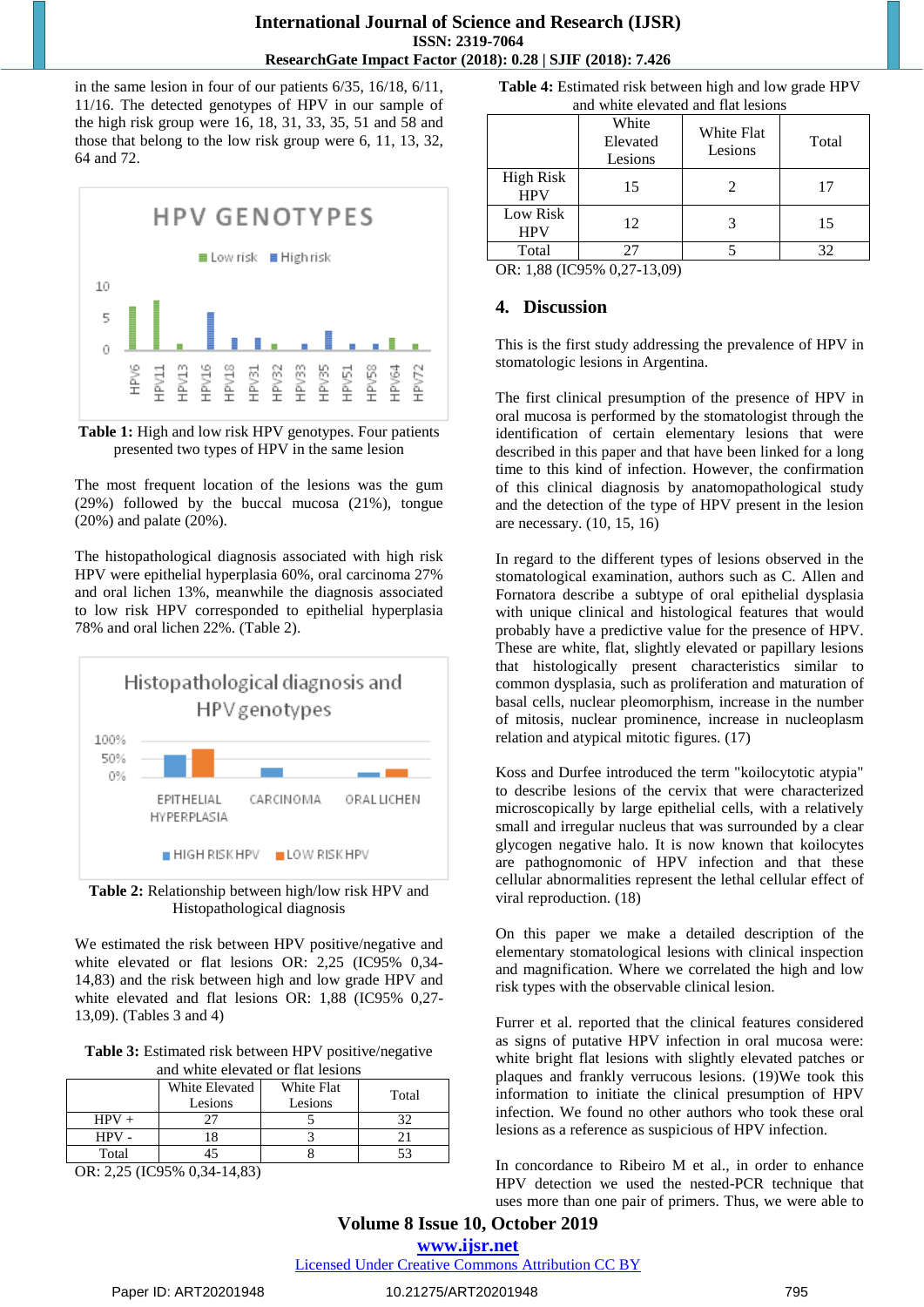in the same lesion in four of our patients 6/35, 16/18, 6/11, 11/16. The detected genotypes of HPV in our sample of the high risk group were 16, 18, 31, 33, 35, 51 and 58 and those that belong to the low risk group were 6, 11, 13, 32, 64 and 72.

**Table 1:** High and low risk HPV genotypes. Four patients presented two types of HPV in the same lesion

The most frequent location of the lesions was the gum (29%) followed by the buccal mucosa (21%), tongue (20%) and palate (20%).

The histopathological diagnosis associated with high risk HPV were epithelial hyperplasia 60%, oral carcinoma 27% and oral lichen 13%, meanwhile the diagnosis associated to low risk HPV corresponded to epithelial hyperplasia 78% and oral lichen 22%. (Table 2).

**Table 2:** Relationship between high/low risk HPV and Histopathological diagnosis

We estimated the risk between HPV positive/negative and white elevated or flat lesions OR: 2,25 (IC95% 0,34-14,83) and the risk between high and low grade HPV and white elevated and flat lesions OR: 1,88 (IC95% 0,27-13,09). (Tables 3 and 4)

**Table 3:** Estimated risk between HPV positive/negative and white elevated or flat lesions

| | White Elevated Lesions | White Flat Lesions | Total |
|---|---|---|---|
| HPV + | 27 | 5 | 32 |
| HPV - | 18 | 3 | 21 |
| Total | 45 | 8 | 53 |

OR: 2,25 (IC95% 0,34-14,83)

**Table 4:** Estimated risk between high and low grade HPV and white elevated and flat lesions

| | White Elevated Lesions | White Flat Lesions | Total |
|---|---|---|---|
| High Risk HPV | 15 | 2 | 17 |
| Low Risk HPV | 12 | 3 | 15 |
| Total | 27 | 5 | 32 |

OR: 1,88 (IC95% 0,27-13,09)

## 4. Discussion

This is the first study addressing the prevalence of HPV in stomatologic lesions in Argentina.

The first clinical presumption of the presence of HPV in oral mucosa is performed by the stomatologist through the identification of certain elementary lesions that were described in this paper and that have been linked for a long time to this kind of infection. However, the confirmation of this clinical diagnosis by anatomopathological study and the detection of the type of HPV present in the lesion are necessary. (10, 15, 16)

In regard to the different types of lesions observed in the stomatological examination, authors such as C. Allen and Fornatora describe a subtype of oral epithelial dysplasia with unique clinical and histological features that would probably have a predictive value for the presence of HPV. These are white, flat, slightly elevated or papillary lesions that histologically present characteristics similar to common dysplasia, such as proliferation and maturation of basal cells, nuclear pleomorphism, increase in the number of mitosis, nuclear prominence, increase in nucleoplasm relation and atypical mitotic figures. (17)

Koss and Durfee introduced the term "koilocytotic atypia" to describe lesions of the cervix that were characterized microscopically by large epithelial cells, with a relatively small and irregular nucleus that was surrounded by a clear glycogen negative halo. It is now known that koilocytes are pathognomonic of HPV infection and that these cellular abnormalities represent the lethal cellular effect of viral reproduction. (18)

On this paper we make a detailed description of the elementary stomatological lesions with clinical inspection and magnification. Where we correlated the high and low risk types with the observable clinical lesion.

Furrer et al. reported that the clinical features considered as signs of putative HPV infection in oral mucosa were: white bright flat lesions with slightly elevated patches or plaques and frankly verrucous lesions. (19)We took this information to initiate the clinical presumption of HPV infection. We found no other authors who took these oral lesions as a reference as suspicious of HPV infection.

In concordance to Ribeiro M et al., in order to enhance HPV detection we used the nested-PCR technique that uses more than one pair of primers. Thus, we were able to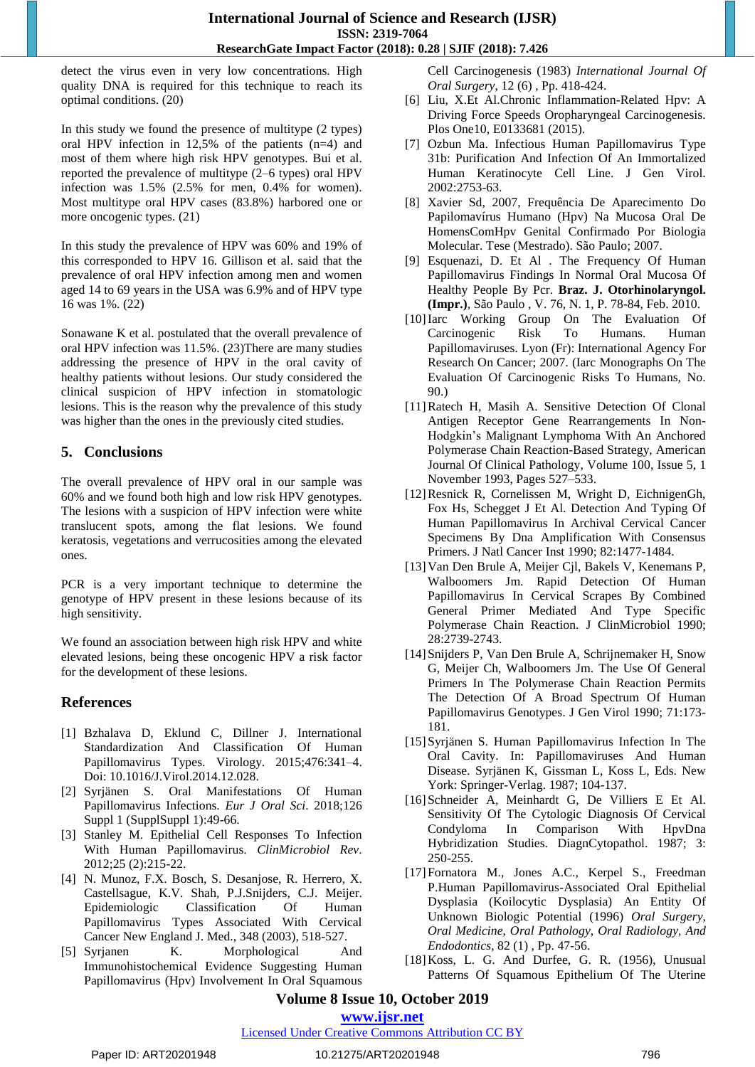detect the virus even in very low concentrations. High quality DNA is required for this technique to reach its optimal conditions. (20)

In this study we found the presence of multitype (2 types) oral HPV infection in 12,5% of the patients (n=4) and most of them where high risk HPV genotypes. Bui et al. reported the prevalence of multitype (2–6 types) oral HPV infection was 1.5% (2.5% for men, 0.4% for women). Most multitype oral HPV cases (83.8%) harbored one or more oncogenic types. (21)

In this study the prevalence of HPV was 60% and 19% of this corresponded to HPV 16. Gillison et al. said that the prevalence of oral HPV infection among men and women aged 14 to 69 years in the USA was 6.9% and of HPV type 16 was 1%. (22)

Sonawane K et al. postulated that the overall prevalence of oral HPV infection was 11.5%. (23)There are many studies addressing the presence of HPV in the oral cavity of healthy patients without lesions. Our study considered the clinical suspicion of HPV infection in stomatologic lesions. This is the reason why the prevalence of this study was higher than the ones in the previously cited studies.

## 5. Conclusions

The overall prevalence of HPV oral in our sample was 60% and we found both high and low risk HPV genotypes. The lesions with a suspicion of HPV infection were white translucent spots, among the flat lesions. We found keratosis, vegetations and verrucosities among the elevated ones.

PCR is a very important technique to determine the genotype of HPV present in these lesions because of its high sensitivity.

We found an association between high risk HPV and white elevated lesions, being these oncogenic HPV a risk factor for the development of these lesions.

## References

[1] Bzhalava D, Eklund C, Dillner J. International Standardization And Classification Of Human Papillomavirus Types. Virology. 2015;476:341–4. Doi: 10.1016/J.Virol.2014.12.028.

[2] Syrjänen S. Oral Manifestations Of Human Papillomavirus Infections. *Eur J Oral Sci*. 2018;126 Suppl 1 (SupplSuppl 1):49-66.

[3] Stanley M. Epithelial Cell Responses To Infection With Human Papillomavirus. *ClinMicrobiol Rev*. 2012;25 (2):215-22.

[4] N. Munoz, F.X. Bosch, S. Desanjose, R. Herrero, X. Castellsague, K.V. Shah, P.J.Snijders, C.J. Meijer. Epidemiologic Classification Of Human Papillomavirus Types Associated With Cervical Cancer New England J. Med., 348 (2003), 518-527.

[5] Syrjanen K. Morphological And Immunohistochemical Evidence Suggesting Human Papillomavirus (Hpv) Involvement In Oral Squamous Cell Carcinogenesis (1983) *International Journal Of Oral Surgery*, 12 (6) , Pp. 418-424.

[6] Liu, X.Et Al.Chronic Inflammation-Related Hpv: A Driving Force Speeds Oropharyngeal Carcinogenesis. Plos One10, E0133681 (2015).

[7] Ozbun Ma. Infectious Human Papillomavirus Type 31b: Purification And Infection Of An Immortalized Human Keratinocyte Cell Line. J Gen Virol. 2002:2753-63.

[8] Xavier Sd, 2007, Frequência De Aparecimento Do Papilomavírus Humano (Hpv) Na Mucosa Oral De HomensComHpv Genital Confirmado Por Biologia Molecular. Tese (Mestrado). São Paulo; 2007.

[9] Esquenazi, D. Et Al . The Frequency Of Human Papillomavirus Findings In Normal Oral Mucosa Of Healthy People By Pcr. **Braz. J. Otorhinolaryngol. (Impr.)**, São Paulo , V. 76, N. 1, P. 78-84, Feb. 2010.

[10] Iarc Working Group On The Evaluation Of Carcinogenic Risk To Humans. Human Papillomaviruses. Lyon (Fr): International Agency For Research On Cancer; 2007. (Iarc Monographs On The Evaluation Of Carcinogenic Risks To Humans, No. 90.)

[11] Ratech H, Masih A. Sensitive Detection Of Clonal Antigen Receptor Gene Rearrangements In Non-Hodgkin's Malignant Lymphoma With An Anchored Polymerase Chain Reaction-Based Strategy, American Journal Of Clinical Pathology, Volume 100, Issue 5, 1 November 1993, Pages 527–533.

[12] Resnick R, Cornelissen M, Wright D, EichnigenGh, Fox Hs, Schegget J Et Al. Detection And Typing Of Human Papillomavirus In Archival Cervical Cancer Specimens By Dna Amplification With Consensus Primers. J Natl Cancer Inst 1990; 82:1477-1484.

[13] Van Den Brule A, Meijer Cjl, Bakels V, Kenemans P, Walboomers Jm. Rapid Detection Of Human Papillomavirus In Cervical Scrapes By Combined General Primer Mediated And Type Specific Polymerase Chain Reaction. J ClinMicrobiol 1990; 28:2739-2743.

[14] Snijders P, Van Den Brule A, Schrijnemaker H, Snow G, Meijer Ch, Walboomers Jm. The Use Of General Primers In The Polymerase Chain Reaction Permits The Detection Of A Broad Spectrum Of Human Papillomavirus Genotypes. J Gen Virol 1990; 71:173-181.

[15] Syrjänen S. Human Papillomavirus Infection In The Oral Cavity. In: Papillomaviruses And Human Disease. Syrjänen K, Gissman L, Koss L, Eds. New York: Springer-Verlag. 1987; 104-137.

[16] Schneider A, Meinhardt G, De Villiers E Et Al. Sensitivity Of The Cytologic Diagnosis Of Cervical Condyloma In Comparison With HpvDna Hybridization Studies. DiagnCytopathol. 1987; 3: 250-255.

[17] Fornatora M., Jones A.C., Kerpel S., Freedman P.Human Papillomavirus-Associated Oral Epithelial Dysplasia (Koilocytic Dysplasia) An Entity Of Unknown Biologic Potential (1996) *Oral Surgery, Oral Medicine, Oral Pathology, Oral Radiology, And Endodontics*, 82 (1) , Pp. 47-56.

[18] Koss, L. G. And Durfee, G. R. (1956), Unusual Patterns Of Squamous Epithelium Of The Uterine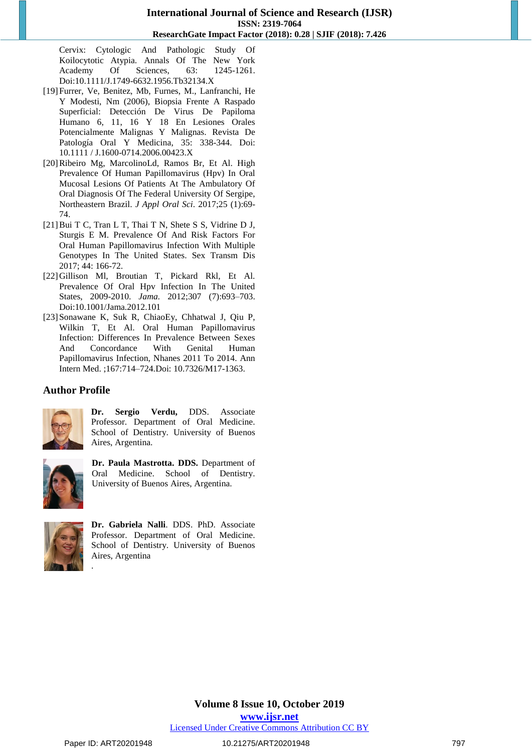Cervix: Cytologic And Pathologic Study Of Koilocytotic Atypia. Annals Of The New York Academy Of Sciences, 63: 1245-1261. Doi:10.1111/J.1749-6632.1956.Tb32134.X

[19] Furrer, Ve, Benitez, Mb, Furnes, M., Lanfranchi, He Y Modesti, Nm (2006), Biopsia Frente A Raspado Superficial: Detección De Virus De Papiloma Humano 6, 11, 16 Y 18 En Lesiones Orales Potencialmente Malignas Y Malignas. Revista De Patología Oral Y Medicina, 35: 338-344. Doi: 10.1111 / J.1600-0714.2006.00423.X

[20] Ribeiro Mg, MarcolinoLd, Ramos Br, Et Al. High Prevalence Of Human Papillomavirus (Hpv) In Oral Mucosal Lesions Of Patients At The Ambulatory Of Oral Diagnosis Of The Federal University Of Sergipe, Northeastern Brazil. *J Appl Oral Sci*. 2017;25 (1):69-74.

[21] Bui T C, Tran L T, Thai T N, Shete S S, Vidrine D J, Sturgis E M. Prevalence Of And Risk Factors For Oral Human Papillomavirus Infection With Multiple Genotypes In The United States. Sex Transm Dis 2017; 44: 166-72.

[22] Gillison Ml, Broutian T, Pickard Rkl, Et Al. Prevalence Of Oral Hpv Infection In The United States, 2009-2010. *Jama*. 2012;307 (7):693–703. Doi:10.1001/Jama.2012.101

[23] Sonawane K, Suk R, ChiaoEy, Chhatwal J, Qiu P, Wilkin T, Et Al. Oral Human Papillomavirus Infection: Differences In Prevalence Between Sexes And Concordance With Genital Human Papillomavirus Infection, Nhanes 2011 To 2014. Ann Intern Med. ;167:714–724.Doi: 10.7326/M17-1363.

## Author Profile

**Dr. Sergio Verdu,** DDS. Associate Professor. Department of Oral Medicine. School of Dentistry. University of Buenos Aires, Argentina.

**Dr. Paula Mastrotta. DDS.** Department of Oral Medicine. School of Dentistry. University of Buenos Aires, Argentina.

**Dr. Gabriela Nalli**. DDS. PhD. Associate Professor. Department of Oral Medicine. School of Dentistry. University of Buenos Aires, Argentina